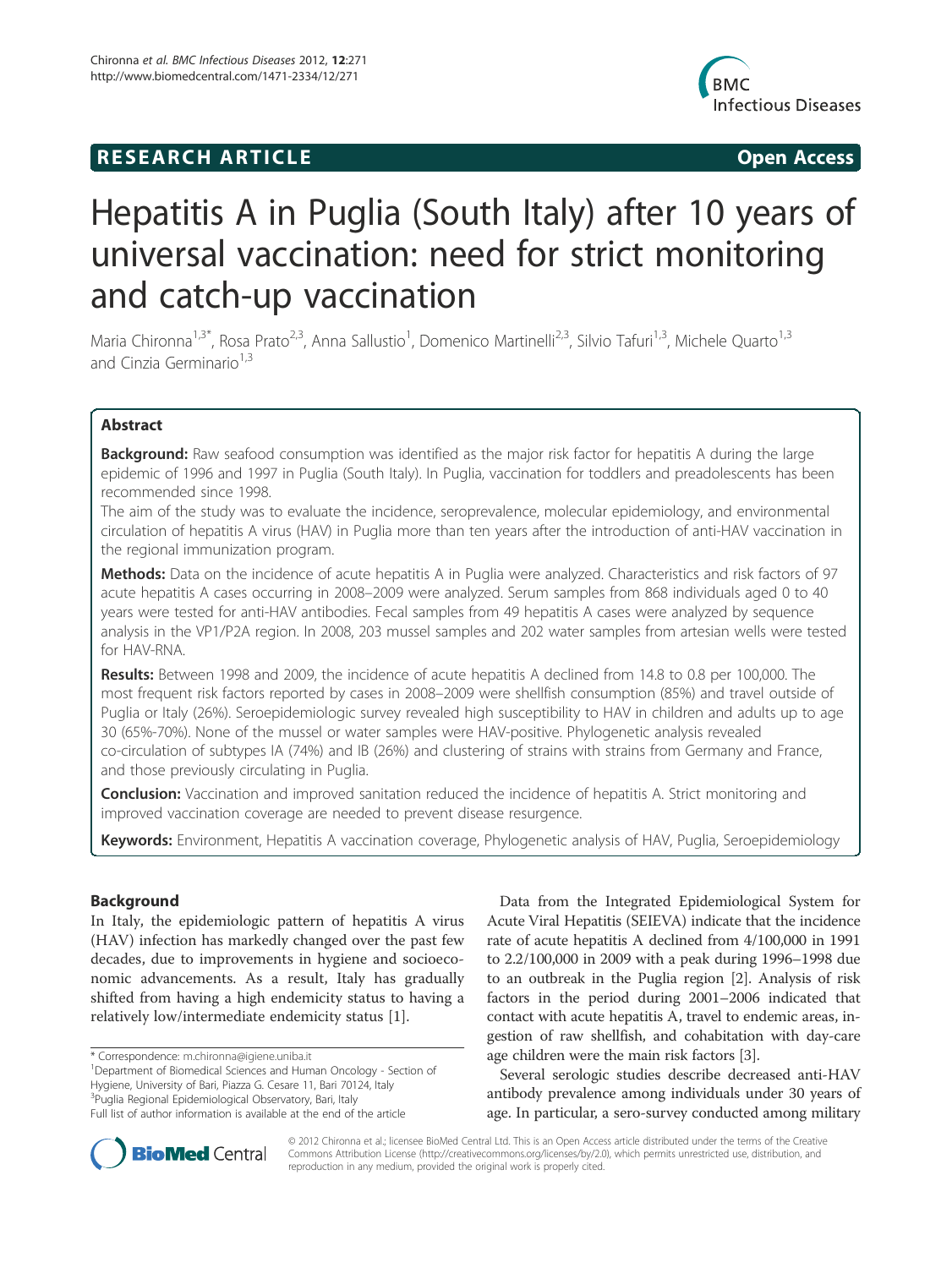RESEARCH ARTICLE Open Access

# Hepatitis A in Puglia (South Italy) after 10 years of universal vaccination: need for strict monitoring and catch-up vaccination

Maria Chironna[1,3*], Rosa Prato[2,3], Anna Sallustio[1], Domenico Martinelli[2,3], Silvio Tafuri[1,3], Michele Quarto[1,3] and Cinzia Germinario[1,3]

## Abstract

**Background:** Raw seafood consumption was identified as the major risk factor for hepatitis A during the large epidemic of 1996 and 1997 in Puglia (South Italy). In Puglia, vaccination for toddlers and preadolescents has been recommended since 1998.

The aim of the study was to evaluate the incidence, seroprevalence, molecular epidemiology, and environmental circulation of hepatitis A virus (HAV) in Puglia more than ten years after the introduction of anti-HAV vaccination in the regional immunization program.

**Methods:** Data on the incidence of acute hepatitis A in Puglia were analyzed. Characteristics and risk factors of 97 acute hepatitis A cases occurring in 2008–2009 were analyzed. Serum samples from 868 individuals aged 0 to 40 years were tested for anti-HAV antibodies. Fecal samples from 49 hepatitis A cases were analyzed by sequence analysis in the VP1/P2A region. In 2008, 203 mussel samples and 202 water samples from artesian wells were tested for HAV-RNA.

**Results:** Between 1998 and 2009, the incidence of acute hepatitis A declined from 14.8 to 0.8 per 100,000. The most frequent risk factors reported by cases in 2008–2009 were shellfish consumption (85%) and travel outside of Puglia or Italy (26%). Seroepidemiologic survey revealed high susceptibility to HAV in children and adults up to age 30 (65%-70%). None of the mussel or water samples were HAV-positive. Phylogenetic analysis revealed co-circulation of subtypes IA (74%) and IB (26%) and clustering of strains with strains from Germany and France, and those previously circulating in Puglia.

**Conclusion:** Vaccination and improved sanitation reduced the incidence of hepatitis A. Strict monitoring and improved vaccination coverage are needed to prevent disease resurgence.

**Keywords:** Environment, Hepatitis A vaccination coverage, Phylogenetic analysis of HAV, Puglia, Seroepidemiology

## Background

In Italy, the epidemiologic pattern of hepatitis A virus (HAV) infection has markedly changed over the past few decades, due to improvements in hygiene and socioeconomic advancements. As a result, Italy has gradually shifted from having a high endemicity status to having a relatively low/intermediate endemicity status [1].

Data from the Integrated Epidemiological System for Acute Viral Hepatitis (SEIEVA) indicate that the incidence rate of acute hepatitis A declined from 4/100,000 in 1991 to 2.2/100,000 in 2009 with a peak during 1996–1998 due to an outbreak in the Puglia region [2]. Analysis of risk factors in the period during 2001–2006 indicated that contact with acute hepatitis A, travel to endemic areas, ingestion of raw shellfish, and cohabitation with day-care age children were the main risk factors [3].

Several serologic studies describe decreased anti-HAV antibody prevalence among individuals under 30 years of age. In particular, a sero-survey conducted among military

\* Correspondence: m.chironna@igiene.uniba.it
[1]Department of Biomedical Sciences and Human Oncology - Section of Hygiene, University of Bari, Piazza G. Cesare 11, Bari 70124, Italy
[3]Puglia Regional Epidemiological Observatory, Bari, Italy
Full list of author information is available at the end of the article

© 2012 Chironna et al.; licensee BioMed Central Ltd. This is an Open Access article distributed under the terms of the Creative Commons Attribution License (http://creativecommons.org/licenses/by/2.0), which permits unrestricted use, distribution, and reproduction in any medium, provided the original work is properly cited.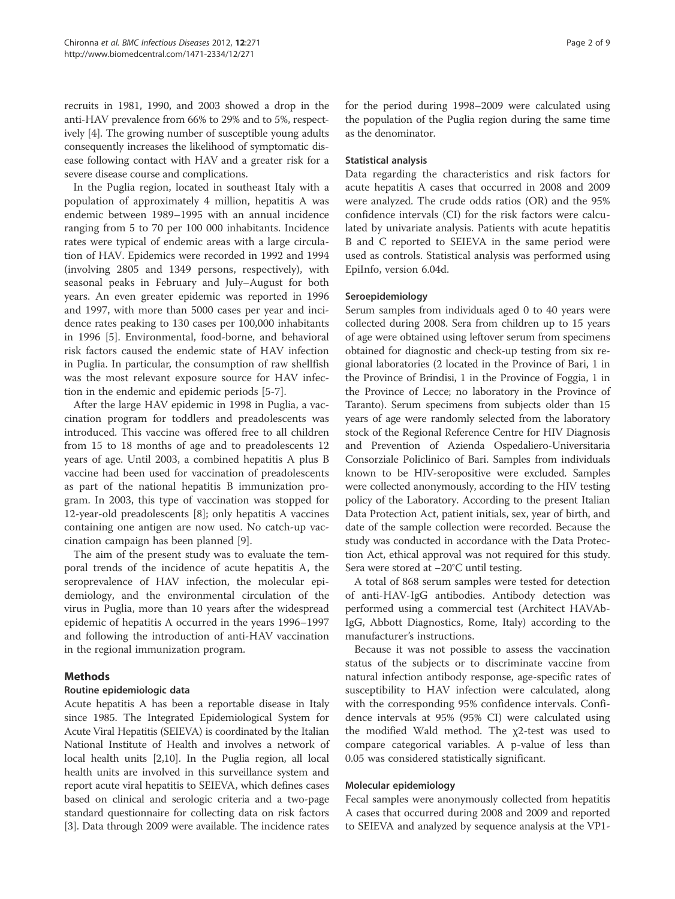recruits in 1981, 1990, and 2003 showed a drop in the anti-HAV prevalence from 66% to 29% and to 5%, respectively [4]. The growing number of susceptible young adults consequently increases the likelihood of symptomatic disease following contact with HAV and a greater risk for a severe disease course and complications.

In the Puglia region, located in southeast Italy with a population of approximately 4 million, hepatitis A was endemic between 1989–1995 with an annual incidence ranging from 5 to 70 per 100 000 inhabitants. Incidence rates were typical of endemic areas with a large circulation of HAV. Epidemics were recorded in 1992 and 1994 (involving 2805 and 1349 persons, respectively), with seasonal peaks in February and July–August for both years. An even greater epidemic was reported in 1996 and 1997, with more than 5000 cases per year and incidence rates peaking to 130 cases per 100,000 inhabitants in 1996 [5]. Environmental, food-borne, and behavioral risk factors caused the endemic state of HAV infection in Puglia. In particular, the consumption of raw shellfish was the most relevant exposure source for HAV infection in the endemic and epidemic periods [5-7].

After the large HAV epidemic in 1998 in Puglia, a vaccination program for toddlers and preadolescents was introduced. This vaccine was offered free to all children from 15 to 18 months of age and to preadolescents 12 years of age. Until 2003, a combined hepatitis A plus B vaccine had been used for vaccination of preadolescents as part of the national hepatitis B immunization program. In 2003, this type of vaccination was stopped for 12-year-old preadolescents [8]; only hepatitis A vaccines containing one antigen are now used. No catch-up vaccination campaign has been planned [9].

The aim of the present study was to evaluate the temporal trends of the incidence of acute hepatitis A, the seroprevalence of HAV infection, the molecular epidemiology, and the environmental circulation of the virus in Puglia, more than 10 years after the widespread epidemic of hepatitis A occurred in the years 1996–1997 and following the introduction of anti-HAV vaccination in the regional immunization program.

## Methods

### Routine epidemiologic data

Acute hepatitis A has been a reportable disease in Italy since 1985. The Integrated Epidemiological System for Acute Viral Hepatitis (SEIEVA) is coordinated by the Italian National Institute of Health and involves a network of local health units [2,10]. In the Puglia region, all local health units are involved in this surveillance system and report acute viral hepatitis to SEIEVA, which defines cases based on clinical and serologic criteria and a two-page standard questionnaire for collecting data on risk factors [3]. Data through 2009 were available. The incidence rates for the period during 1998–2009 were calculated using the population of the Puglia region during the same time as the denominator.

### Statistical analysis

Data regarding the characteristics and risk factors for acute hepatitis A cases that occurred in 2008 and 2009 were analyzed. The crude odds ratios (OR) and the 95% confidence intervals (CI) for the risk factors were calculated by univariate analysis. Patients with acute hepatitis B and C reported to SEIEVA in the same period were used as controls. Statistical analysis was performed using EpiInfo, version 6.04d.

### Seroepidemiology

Serum samples from individuals aged 0 to 40 years were collected during 2008. Sera from children up to 15 years of age were obtained using leftover serum from specimens obtained for diagnostic and check-up testing from six regional laboratories (2 located in the Province of Bari, 1 in the Province of Brindisi, 1 in the Province of Foggia, 1 in the Province of Lecce; no laboratory in the Province of Taranto). Serum specimens from subjects older than 15 years of age were randomly selected from the laboratory stock of the Regional Reference Centre for HIV Diagnosis and Prevention of Azienda Ospedaliero-Universitaria Consorziale Policlinico of Bari. Samples from individuals known to be HIV-seropositive were excluded. Samples were collected anonymously, according to the HIV testing policy of the Laboratory. According to the present Italian Data Protection Act, patient initials, sex, year of birth, and date of the sample collection were recorded. Because the study was conducted in accordance with the Data Protection Act, ethical approval was not required for this study. Sera were stored at −20°C until testing.

A total of 868 serum samples were tested for detection of anti-HAV-IgG antibodies. Antibody detection was performed using a commercial test (Architect HAVAb-IgG, Abbott Diagnostics, Rome, Italy) according to the manufacturer's instructions.

Because it was not possible to assess the vaccination status of the subjects or to discriminate vaccine from natural infection antibody response, age-specific rates of susceptibility to HAV infection were calculated, along with the corresponding 95% confidence intervals. Confidence intervals at 95% (95% CI) were calculated using the modified Wald method. The $\chi^2$-test was used to compare categorical variables. A p-value of less than 0.05 was considered statistically significant.

### Molecular epidemiology

Fecal samples were anonymously collected from hepatitis A cases that occurred during 2008 and 2009 and reported to SEIEVA and analyzed by sequence analysis at the VP1-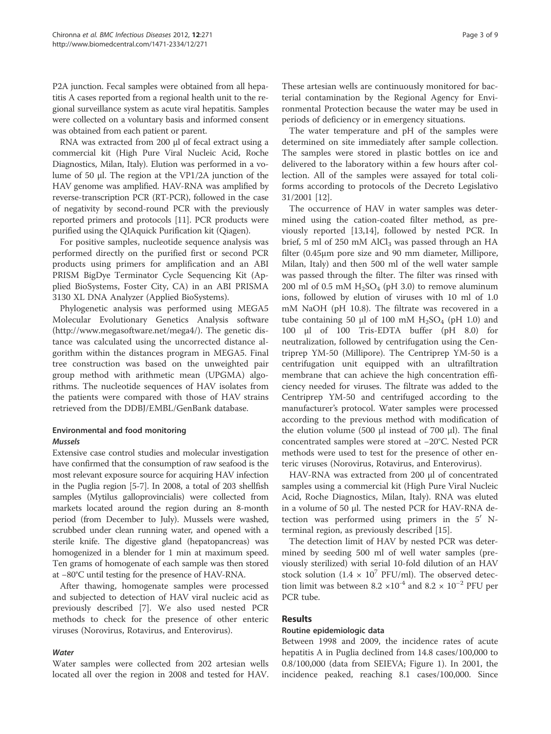P2A junction. Fecal samples were obtained from all hepatitis A cases reported from a regional health unit to the regional surveillance system as acute viral hepatitis. Samples were collected on a voluntary basis and informed consent was obtained from each patient or parent.

RNA was extracted from 200 μl of fecal extract using a commercial kit (High Pure Viral Nucleic Acid, Roche Diagnostics, Milan, Italy). Elution was performed in a volume of 50 μl. The region at the VP1/2A junction of the HAV genome was amplified. HAV-RNA was amplified by reverse-transcription PCR (RT-PCR), followed in the case of negativity by second-round PCR with the previously reported primers and protocols [11]. PCR products were purified using the QIAquick Purification kit (Qiagen).

For positive samples, nucleotide sequence analysis was performed directly on the purified first or second PCR products using primers for amplification and an ABI PRISM BigDye Terminator Cycle Sequencing Kit (Applied BioSystems, Foster City, CA) in an ABI PRISMA 3130 XL DNA Analyzer (Applied BioSystems).

Phylogenetic analysis was performed using MEGA5 Molecular Evolutionary Genetics Analysis software (http://www.megasoftware.net/mega4/). The genetic distance was calculated using the uncorrected distance algorithm within the distances program in MEGA5. Final tree construction was based on the unweighted pair group method with arithmetic mean (UPGMA) algorithms. The nucleotide sequences of HAV isolates from the patients were compared with those of HAV strains retrieved from the DDBJ/EMBL/GenBank database.

### Environmental and food monitoring

#### *Mussels*

Extensive case control studies and molecular investigation have confirmed that the consumption of raw seafood is the most relevant exposure source for acquiring HAV infection in the Puglia region [5-7]. In 2008, a total of 203 shellfish samples (Mytilus galloprovincialis) were collected from markets located around the region during an 8-month period (from December to July). Mussels were washed, scrubbed under clean running water, and opened with a sterile knife. The digestive gland (hepatopancreas) was homogenized in a blender for 1 min at maximum speed. Ten grams of homogenate of each sample was then stored at −80°C until testing for the presence of HAV-RNA.

After thawing, homogenate samples were processed and subjected to detection of HAV viral nucleic acid as previously described [7]. We also used nested PCR methods to check for the presence of other enteric viruses (Norovirus, Rotavirus, and Enterovirus).

#### *Water*

Water samples were collected from 202 artesian wells located all over the region in 2008 and tested for HAV. These artesian wells are continuously monitored for bacterial contamination by the Regional Agency for Environmental Protection because the water may be used in periods of deficiency or in emergency situations.

The water temperature and pH of the samples were determined on site immediately after sample collection. The samples were stored in plastic bottles on ice and delivered to the laboratory within a few hours after collection. All of the samples were assayed for total coliforms according to protocols of the Decreto Legislativo 31/2001 [12].

The occurrence of HAV in water samples was determined using the cation-coated filter method, as previously reported [13,14], followed by nested PCR. In brief, 5 ml of 250 mM $AlCl_3$ was passed through an HA filter (0.45μm pore size and 90 mm diameter, Millipore, Milan, Italy) and then 500 ml of the well water sample was passed through the filter. The filter was rinsed with 200 ml of 0.5 mM $H_2SO_4$ (pH 3.0) to remove aluminum ions, followed by elution of viruses with 10 ml of 1.0 mM NaOH (pH 10.8). The filtrate was recovered in a tube containing 50 μl of 100 mM $H_2SO_4$ (pH 1.0) and 100 μl of 100 Tris-EDTA buffer (pH 8.0) for neutralization, followed by centrifugation using the Centriprep YM-50 (Millipore). The Centriprep YM-50 is a centrifugation unit equipped with an ultrafiltration membrane that can achieve the high concentration efficiency needed for viruses. The filtrate was added to the Centriprep YM-50 and centrifuged according to the manufacturer's protocol. Water samples were processed according to the previous method with modification of the elution volume (500 μl instead of 700 μl). The final concentrated samples were stored at −20°C. Nested PCR methods were used to test for the presence of other enteric viruses (Norovirus, Rotavirus, and Enterovirus).

HAV-RNA was extracted from 200 μl of concentrated samples using a commercial kit (High Pure Viral Nucleic Acid, Roche Diagnostics, Milan, Italy). RNA was eluted in a volume of 50 μl. The nested PCR for HAV-RNA detection was performed using primers in the 5′ N-terminal region, as previously described [15].

The detection limit of HAV by nested PCR was determined by seeding 500 ml of well water samples (previously sterilized) with serial 10-fold dilution of an HAV stock solution ($1.4 \times 10^7$ PFU/ml). The observed detection limit was between $8.2 \times 10^{-4}$ and $8.2 \times 10^{-2}$ PFU per PCR tube.

## Results

### Routine epidemiologic data

Between 1998 and 2009, the incidence rates of acute hepatitis A in Puglia declined from 14.8 cases/100,000 to 0.8/100,000 (data from SEIEVA; Figure 1). In 2001, the incidence peaked, reaching 8.1 cases/100,000. Since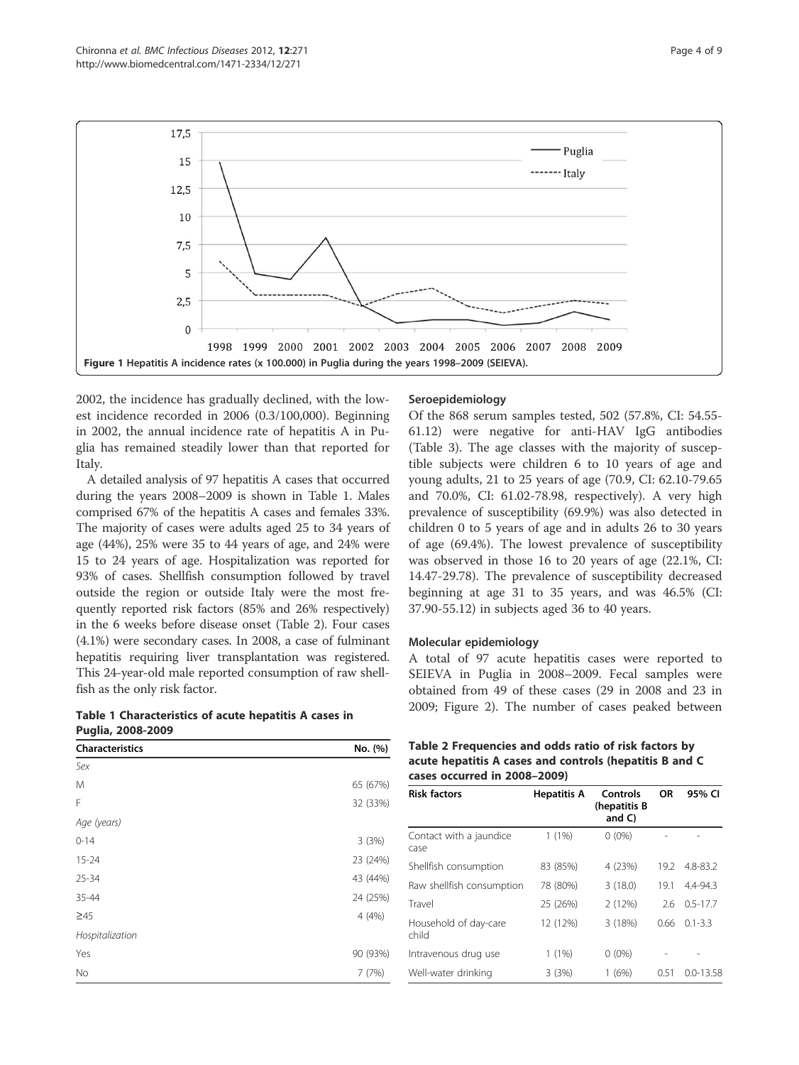Figure 1 Hepatitis A incidence rates (x 100.000) in Puglia during the years 1998–2009 (SEIEVA).

2002, the incidence has gradually declined, with the lowest incidence recorded in 2006 (0.3/100,000). Beginning in 2002, the annual incidence rate of hepatitis A in Puglia has remained steadily lower than that reported for Italy.

A detailed analysis of 97 hepatitis A cases that occurred during the years 2008–2009 is shown in Table 1. Males comprised 67% of the hepatitis A cases and females 33%. The majority of cases were adults aged 25 to 34 years of age (44%), 25% were 35 to 44 years of age, and 24% were 15 to 24 years of age. Hospitalization was reported for 93% of cases. Shellfish consumption followed by travel outside the region or outside Italy were the most frequently reported risk factors (85% and 26% respectively) in the 6 weeks before disease onset (Table 2). Four cases (4.1%) were secondary cases. In 2008, a case of fulminant hepatitis requiring liver transplantation was registered. This 24-year-old male reported consumption of raw shellfish as the only risk factor.

**Table 1 Characteristics of acute hepatitis A cases in Puglia, 2008-2009**

| Characteristics | No. (%) |
|---|---|
| *Sex* | |
| M | 65 (67%) |
| F | 32 (33%) |
| *Age (years)* | |
| 0-14 | 3 (3%) |
| 15-24 | 23 (24%) |
| 25-34 | 43 (44%) |
| 35-44 | 24 (25%) |
| ≥45 | 4 (4%) |
| *Hospitalization* | |
| Yes | 90 (93%) |
| No | 7 (7%) |

## Seroepidemiology

Of the 868 serum samples tested, 502 (57.8%, CI: 54.55-61.12) were negative for anti-HAV IgG antibodies (Table 3). The age classes with the majority of susceptible subjects were children 6 to 10 years of age and young adults, 21 to 25 years of age (70.9, CI: 62.10-79.65 and 70.0%, CI: 61.02-78.98, respectively). A very high prevalence of susceptibility (69.9%) was also detected in children 0 to 5 years of age and in adults 26 to 30 years of age (69.4%). The lowest prevalence of susceptibility was observed in those 16 to 20 years of age (22.1%, CI: 14.47-29.78). The prevalence of susceptibility decreased beginning at age 31 to 35 years, and was 46.5% (CI: 37.90-55.12) in subjects aged 36 to 40 years.

## Molecular epidemiology

A total of 97 acute hepatitis cases were reported to SEIEVA in Puglia in 2008–2009. Fecal samples were obtained from 49 of these cases (29 in 2008 and 23 in 2009; Figure 2). The number of cases peaked between

**Table 2 Frequencies and odds ratio of risk factors by acute hepatitis A cases and controls (hepatitis B and C cases occurred in 2008–2009)**

| Risk factors | Hepatitis A | Controls (hepatitis B and C) | OR | 95% CI |
|---|---|---|---|---|
| Contact with a jaundice case | 1 (1%) | 0 (0%) | - | - |
| Shellfish consumption | 83 (85%) | 4 (23%) | 19.2 | 4.8-83.2 |
| Raw shellfish consumption | 78 (80%) | 3 (18.0) | 19.1 | 4.4-94.3 |
| Travel | 25 (26%) | 2 (12%) | 2.6 | 0.5-17.7 |
| Household of day-care child | 12 (12%) | 3 (18%) | 0.66 | 0.1-3.3 |
| Intravenous drug use | 1 (1%) | 0 (0%) | - | - |
| Well-water drinking | 3 (3%) | 1 (6%) | 0.51 | 0.0-13.58 |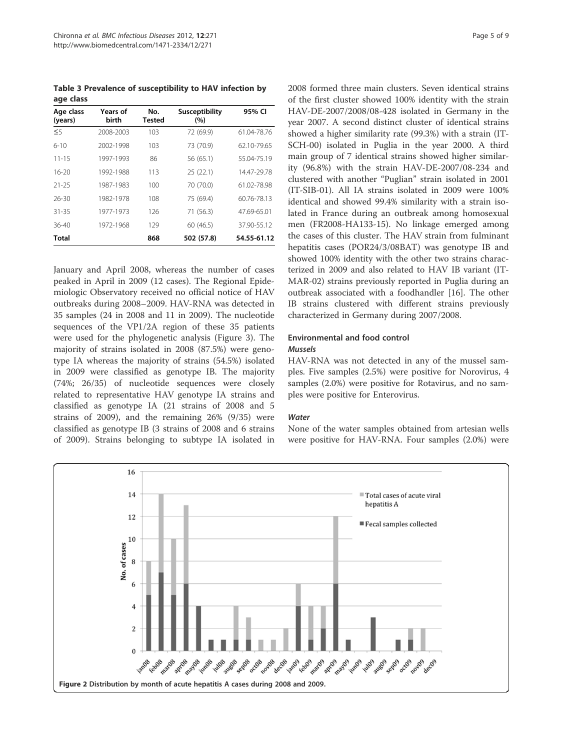**Table 3 Prevalence of susceptibility to HAV infection by age class**

| Age class (years) | Years of birth | No. Tested | Susceptibility (%) | 95% CI |
|---|---|---|---|---|
| ≤5 | 2008-2003 | 103 | 72 (69.9) | 61.04-78.76 |
| 6-10 | 2002-1998 | 103 | 73 (70.9) | 62.10-79.65 |
| 11-15 | 1997-1993 | 86 | 56 (65.1) | 55.04-75.19 |
| 16-20 | 1992-1988 | 113 | 25 (22.1) | 14.47-29.78 |
| 21-25 | 1987-1983 | 100 | 70 (70.0) | 61.02-78.98 |
| 26-30 | 1982-1978 | 108 | 75 (69.4) | 60.76-78.13 |
| 31-35 | 1977-1973 | 126 | 71 (56.3) | 47.69-65.01 |
| 36-40 | 1972-1968 | 129 | 60 (46.5) | 37.90-55.12 |
| **Total** | | **868** | **502 (57.8)** | **54.55-61.12** |

January and April 2008, whereas the number of cases peaked in April in 2009 (12 cases). The Regional Epidemiologic Observatory received no official notice of HAV outbreaks during 2008–2009. HAV-RNA was detected in 35 samples (24 in 2008 and 11 in 2009). The nucleotide sequences of the VP1/2A region of these 35 patients were used for the phylogenetic analysis (Figure 3). The majority of strains isolated in 2008 (87.5%) were genotype IA whereas the majority of strains (54.5%) isolated in 2009 were classified as genotype IB. The majority (74%; 26/35) of nucleotide sequences were closely related to representative HAV genotype IA strains and classified as genotype IA (21 strains of 2008 and 5 strains of 2009), and the remaining 26% (9/35) were classified as genotype IB (3 strains of 2008 and 6 strains of 2009). Strains belonging to subtype IA isolated in 2008 formed three main clusters. Seven identical strains of the first cluster showed 100% identity with the strain HAV-DE-2007/2008/08-428 isolated in Germany in the year 2007. A second distinct cluster of identical strains showed a higher similarity rate (99.3%) with a strain (IT-SCH-00) isolated in Puglia in the year 2000. A third main group of 7 identical strains showed higher similarity (96.8%) with the strain HAV-DE-2007/08-234 and clustered with another "Puglian" strain isolated in 2001 (IT-SIB-01). All IA strains isolated in 2009 were 100% identical and showed 99.4% similarity with a strain isolated in France during an outbreak among homosexual men (FR2008-HA133-15). No linkage emerged among the cases of this cluster. The HAV strain from fulminant hepatitis cases (POR24/3/08BAT) was genotype IB and showed 100% identity with the other two strains characterized in 2009 and also related to HAV IB variant (IT-MAR-02) strains previously reported in Puglia during an outbreak associated with a foodhandler [16]. The other IB strains clustered with different strains previously characterized in Germany during 2007/2008.

## Environmental and food control

### *Mussels*

HAV-RNA was not detected in any of the mussel samples. Five samples (2.5%) were positive for Norovirus, 4 samples (2.0%) were positive for Rotavirus, and no samples were positive for Enterovirus.

### *Water*

None of the water samples obtained from artesian wells were positive for HAV-RNA. Four samples (2.0%) were

**Figure 2** Distribution by month of acute hepatitis A cases during 2008 and 2009.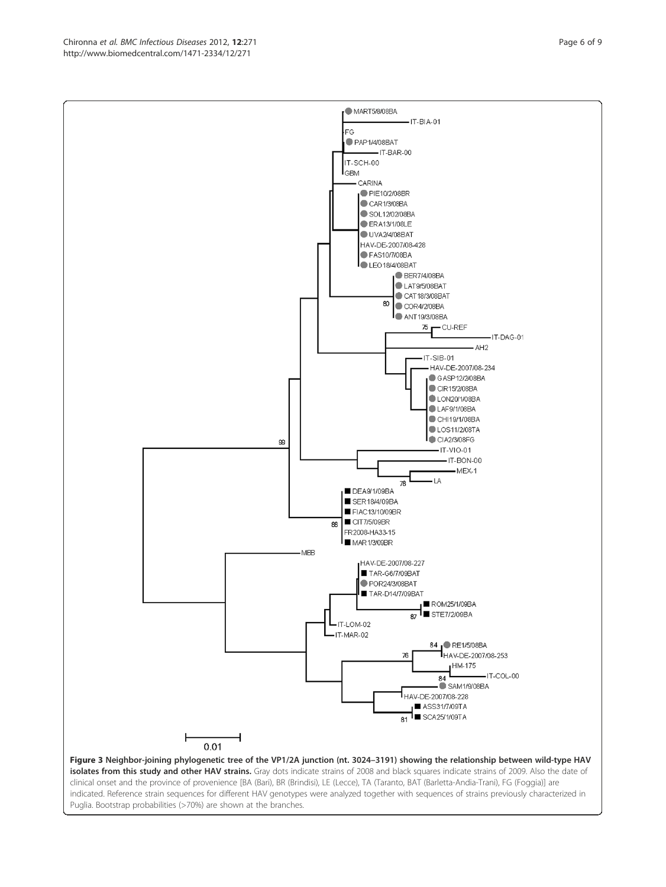**Figure 3 Neighbor-joining phylogenetic tree of the VP1/2A junction (nt. 3024–3191) showing the relationship between wild-type HAV isolates from this study and other HAV strains.** Gray dots indicate strains of 2008 and black squares indicate strains of 2009. Also the date of clinical onset and the province of provenience [BA (Bari), BR (Brindisi), LE (Lecce), TA (Taranto, BAT (Barletta-Andia-Trani), FG (Foggia)] are indicated. Reference strain sequences for different HAV genotypes were analyzed together with sequences of strains previously characterized in Puglia. Bootstrap probabilities (>70%) are shown at the branches.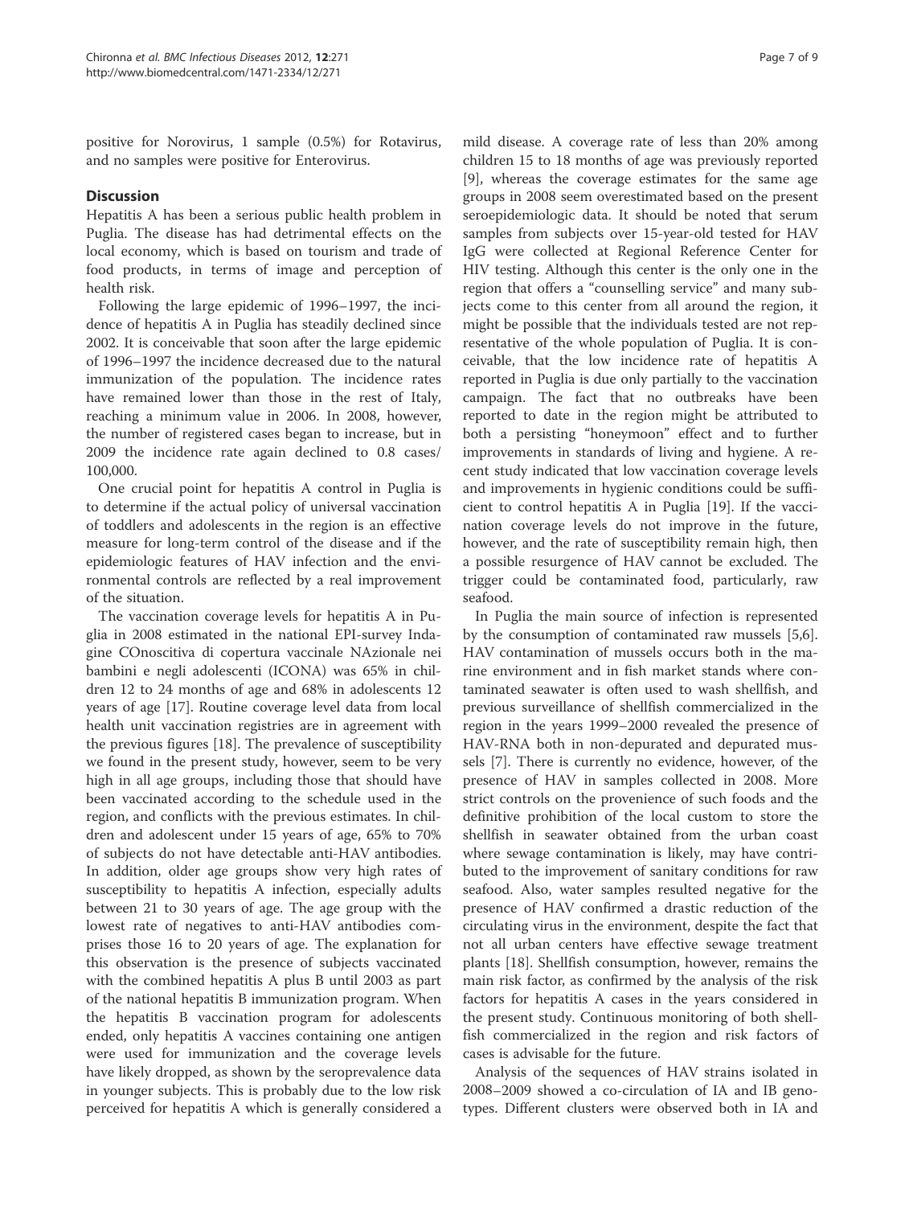positive for Norovirus, 1 sample (0.5%) for Rotavirus, and no samples were positive for Enterovirus.

## Discussion

Hepatitis A has been a serious public health problem in Puglia. The disease has had detrimental effects on the local economy, which is based on tourism and trade of food products, in terms of image and perception of health risk.

Following the large epidemic of 1996–1997, the incidence of hepatitis A in Puglia has steadily declined since 2002. It is conceivable that soon after the large epidemic of 1996–1997 the incidence decreased due to the natural immunization of the population. The incidence rates have remained lower than those in the rest of Italy, reaching a minimum value in 2006. In 2008, however, the number of registered cases began to increase, but in 2009 the incidence rate again declined to 0.8 cases/ 100,000.

One crucial point for hepatitis A control in Puglia is to determine if the actual policy of universal vaccination of toddlers and adolescents in the region is an effective measure for long-term control of the disease and if the epidemiologic features of HAV infection and the environmental controls are reflected by a real improvement of the situation.

The vaccination coverage levels for hepatitis A in Puglia in 2008 estimated in the national EPI-survey Indagine COnoscitiva di copertura vaccinale NAzionale nei bambini e negli adolescenti (ICONA) was 65% in children 12 to 24 months of age and 68% in adolescents 12 years of age [17]. Routine coverage level data from local health unit vaccination registries are in agreement with the previous figures [18]. The prevalence of susceptibility we found in the present study, however, seem to be very high in all age groups, including those that should have been vaccinated according to the schedule used in the region, and conflicts with the previous estimates. In children and adolescent under 15 years of age, 65% to 70% of subjects do not have detectable anti-HAV antibodies. In addition, older age groups show very high rates of susceptibility to hepatitis A infection, especially adults between 21 to 30 years of age. The age group with the lowest rate of negatives to anti-HAV antibodies comprises those 16 to 20 years of age. The explanation for this observation is the presence of subjects vaccinated with the combined hepatitis A plus B until 2003 as part of the national hepatitis B immunization program. When the hepatitis B vaccination program for adolescents ended, only hepatitis A vaccines containing one antigen were used for immunization and the coverage levels have likely dropped, as shown by the seroprevalence data in younger subjects. This is probably due to the low risk perceived for hepatitis A which is generally considered a mild disease. A coverage rate of less than 20% among children 15 to 18 months of age was previously reported [9], whereas the coverage estimates for the same age groups in 2008 seem overestimated based on the present seroepidemiologic data. It should be noted that serum samples from subjects over 15-year-old tested for HAV IgG were collected at Regional Reference Center for HIV testing. Although this center is the only one in the region that offers a "counselling service" and many subjects come to this center from all around the region, it might be possible that the individuals tested are not representative of the whole population of Puglia. It is conceivable, that the low incidence rate of hepatitis A reported in Puglia is due only partially to the vaccination campaign. The fact that no outbreaks have been reported to date in the region might be attributed to both a persisting "honeymoon" effect and to further improvements in standards of living and hygiene. A recent study indicated that low vaccination coverage levels and improvements in hygienic conditions could be sufficient to control hepatitis A in Puglia [19]. If the vaccination coverage levels do not improve in the future, however, and the rate of susceptibility remain high, then a possible resurgence of HAV cannot be excluded. The trigger could be contaminated food, particularly, raw seafood.

In Puglia the main source of infection is represented by the consumption of contaminated raw mussels [5,6]. HAV contamination of mussels occurs both in the marine environment and in fish market stands where contaminated seawater is often used to wash shellfish, and previous surveillance of shellfish commercialized in the region in the years 1999–2000 revealed the presence of HAV-RNA both in non-depurated and depurated mussels [7]. There is currently no evidence, however, of the presence of HAV in samples collected in 2008. More strict controls on the provenience of such foods and the definitive prohibition of the local custom to store the shellfish in seawater obtained from the urban coast where sewage contamination is likely, may have contributed to the improvement of sanitary conditions for raw seafood. Also, water samples resulted negative for the presence of HAV confirmed a drastic reduction of the circulating virus in the environment, despite the fact that not all urban centers have effective sewage treatment plants [18]. Shellfish consumption, however, remains the main risk factor, as confirmed by the analysis of the risk factors for hepatitis A cases in the years considered in the present study. Continuous monitoring of both shellfish commercialized in the region and risk factors of cases is advisable for the future.

Analysis of the sequences of HAV strains isolated in 2008–2009 showed a co-circulation of IA and IB genotypes. Different clusters were observed both in IA and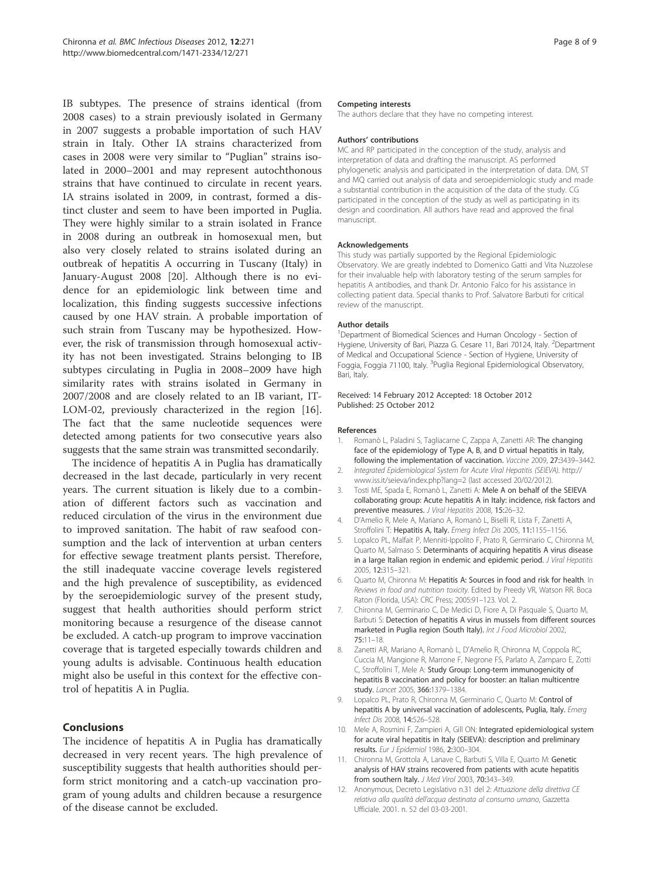IB subtypes. The presence of strains identical (from 2008 cases) to a strain previously isolated in Germany in 2007 suggests a probable importation of such HAV strain in Italy. Other IA strains characterized from cases in 2008 were very similar to "Puglian" strains isolated in 2000–2001 and may represent autochthonous strains that have continued to circulate in recent years. IA strains isolated in 2009, in contrast, formed a distinct cluster and seem to have been imported in Puglia. They were highly similar to a strain isolated in France in 2008 during an outbreak in homosexual men, but also very closely related to strains isolated during an outbreak of hepatitis A occurring in Tuscany (Italy) in January-August 2008 [20]. Although there is no evidence for an epidemiologic link between time and localization, this finding suggests successive infections caused by one HAV strain. A probable importation of such strain from Tuscany may be hypothesized. However, the risk of transmission through homosexual activity has not been investigated. Strains belonging to IB subtypes circulating in Puglia in 2008–2009 have high similarity rates with strains isolated in Germany in 2007/2008 and are closely related to an IB variant, IT-LOM-02, previously characterized in the region [16]. The fact that the same nucleotide sequences were detected among patients for two consecutive years also suggests that the same strain was transmitted secondarily.

The incidence of hepatitis A in Puglia has dramatically decreased in the last decade, particularly in very recent years. The current situation is likely due to a combination of different factors such as vaccination and reduced circulation of the virus in the environment due to improved sanitation. The habit of raw seafood consumption and the lack of intervention at urban centers for effective sewage treatment plants persist. Therefore, the still inadequate vaccine coverage levels registered and the high prevalence of susceptibility, as evidenced by the seroepidemiologic survey of the present study, suggest that health authorities should perform strict monitoring because a resurgence of the disease cannot be excluded. A catch-up program to improve vaccination coverage that is targeted especially towards children and young adults is advisable. Continuous health education might also be useful in this context for the effective control of hepatitis A in Puglia.

## Conclusions

The incidence of hepatitis A in Puglia has dramatically decreased in very recent years. The high prevalence of susceptibility suggests that health authorities should perform strict monitoring and a catch-up vaccination program of young adults and children because a resurgence of the disease cannot be excluded.

#### Competing interests

The authors declare that they have no competing interest.

#### Authors' contributions

MC and RP participated in the conception of the study, analysis and interpretation of data and drafting the manuscript. AS performed phylogenetic analysis and participated in the interpretation of data. DM, ST and MQ carried out analysis of data and seroepidemiologic study and made a substantial contribution in the acquisition of the data of the study. CG participated in the conception of the study as well as participating in its design and coordination. All authors have read and approved the final manuscript.

#### Acknowledgements

This study was partially supported by the Regional Epidemiologic Observatory. We are greatly indebted to Domenico Gatti and Vita Nuzzolese for their invaluable help with laboratory testing of the serum samples for hepatitis A antibodies, and thank Dr. Antonio Falco for his assistance in collecting patient data. Special thanks to Prof. Salvatore Barbuti for critical review of the manuscript.

#### Author details

[1]Department of Biomedical Sciences and Human Oncology - Section of Hygiene, University of Bari, Piazza G. Cesare 11, Bari 70124, Italy. [2]Department of Medical and Occupational Science - Section of Hygiene, University of Foggia, Foggia 71100, Italy. [3]Puglia Regional Epidemiological Observatory, Bari, Italy.

Received: 14 February 2012 Accepted: 18 October 2012
Published: 25 October 2012

#### References

1. Romanò L, Paladini S, Tagliacarne C, Zappa A, Zanetti AR: **The changing face of the epidemiology of Type A, B, and D virtual hepatitis in Italy, following the implementation of vaccination.** *Vaccine* 2009, **27:**3439–3442.
2. *Integrated Epidemiological System for Acute Viral Hepatitis (SEIEVA).* http://www.iss.it/seieva/index.php?lang=2 (last accessed 20/02/2012).
3. Tosti ME, Spada E, Romanò L, Zanetti A: **Mele A on behalf of the SEIEVA collaborating group: Acute hepatitis A in Italy: incidence, risk factors and preventive measures.** *J Viral Hepatitis* 2008, **15:**26–32.
4. D'Amelio R, Mele A, Mariano A, Romanò L, Biselli R, Lista F, Zanetti A, Stroffolini T: **Hepatitis A, Italy.** *Emerg Infect Dis* 2005, **11:**1155–1156.
5. Lopalco PL, Malfait P, Menniti-Ippolito F, Prato R, Germinario C, Chironna M, Quarto M, Salmaso S: **Determinants of acquiring hepatitis A virus disease in a large Italian region in endemic and epidemic period.** *J Viral Hepatitis* 2005, **12:**315–321.
6. Quarto M, Chironna M: **Hepatitis A: Sources in food and risk for health**. In *Reviews in food and nutrition toxicity*. Edited by Preedy VR, Watson RR. Boca Raton (Florida, USA): CRC Press; 2005:91–123. Vol. 2.
7. Chironna M, Germinario C, De Medici D, Fiore A, Di Pasquale S, Quarto M, Barbuti S: **Detection of hepatitis A virus in mussels from different sources marketed in Puglia region (South Italy).** *Int J Food Microbiol* 2002, **75:**11–18.
8. Zanetti AR, Mariano A, Romanò L, D'Amelio R, Chironna M, Coppola RC, Cuccia M, Mangione R, Marrone F, Negrone FS, Parlato A, Zamparo E, Zotti C, Stroffolini T, Mele A: **Study Group: Long-term immunogenicity of hepatitis B vaccination and policy for booster: an Italian multicentre study.** *Lancet* 2005, **366:**1379–1384.
9. Lopalco PL, Prato R, Chironna M, Germinario C, Quarto M: **Control of hepatitis A by universal vaccination of adolescents, Puglia, Italy.** *Emerg Infect Dis* 2008, **14:**526–528.
10. Mele A, Rosmini F, Zampieri A, Gill ON: **Integrated epidemiological system for acute viral hepatitis in Italy (SEIEVA): description and preliminary results.** *Eur J Epidemiol* 1986, **2:**300–304.
11. Chironna M, Grottola A, Lanave C, Barbuti S, Villa E, Quarto M: **Genetic analysis of HAV strains recovered from patients with acute hepatitis from southern Italy.** *J Med Virol* 2003, **70:**343–349.
12. Anonymous, Decreto Legislativo n.31 del 2: *Attuazione della direttiva CE relativa alla qualità dell'acqua destinata al consumo umano*, Gazzetta Ufficiale. 2001. n. 52 del 03-03-2001.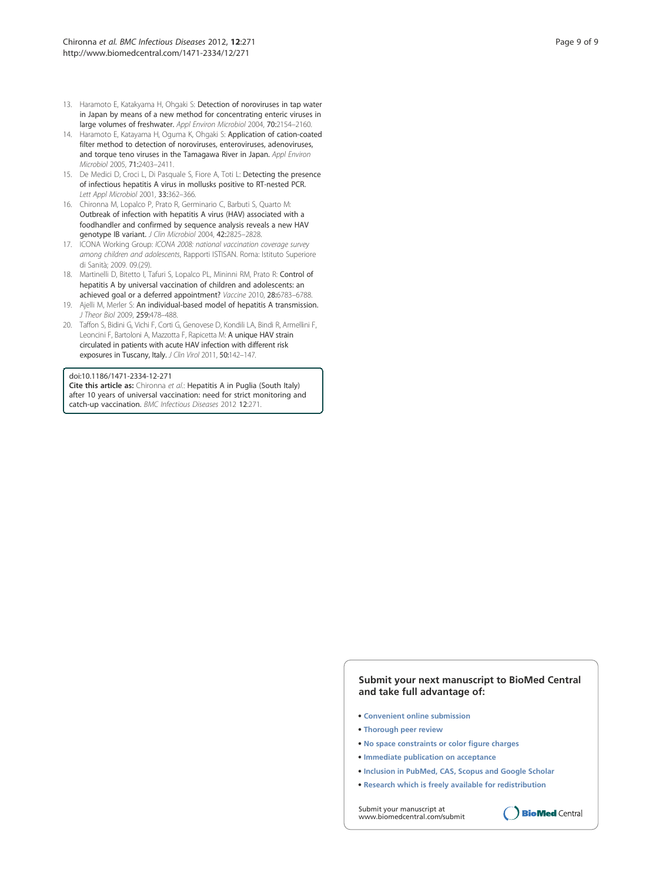13. Haramoto E, Katakyama H, Ohgaki S: Detection of noroviruses in tap water in Japan by means of a new method for concentrating enteric viruses in large volumes of freshwater. *Appl Environ Microbiol* 2004, **70**:2154–2160.
14. Haramoto E, Katayama H, Oguma K, Ohgaki S: Application of cation-coated filter method to detection of noroviruses, enteroviruses, adenoviruses, and torque teno viruses in the Tamagawa River in Japan. *Appl Environ Microbiol* 2005, **71**:2403–2411.
15. De Medici D, Croci L, Di Pasquale S, Fiore A, Toti L: Detecting the presence of infectious hepatitis A virus in mollusks positive to RT-nested PCR. *Lett Appl Microbiol* 2001, **33**:362–366.
16. Chironna M, Lopalco P, Prato R, Germinario C, Barbuti S, Quarto M: Outbreak of infection with hepatitis A virus (HAV) associated with a foodhandler and confirmed by sequence analysis reveals a new HAV genotype IB variant. *J Clin Microbiol* 2004, **42**:2825–2828.
17. ICONA Working Group: *ICONA 2008: national vaccination coverage survey among children and adolescents*, Rapporti ISTISAN. Roma: Istituto Superiore di Sanità; 2009. 09.(29).
18. Martinelli D, Bitetto I, Tafuri S, Lopalco PL, Mininni RM, Prato R: Control of hepatitis A by universal vaccination of children and adolescents: an achieved goal or a deferred appointment? *Vaccine* 2010, **28**:6783–6788.
19. Ajelli M, Merler S: An individual-based model of hepatitis A transmission. *J Theor Biol* 2009, **259**:478–488.
20. Taffon S, Bidini G, Vichi F, Corti G, Genovese D, Kondili LA, Bindi R, Armellini F, Leoncini F, Bartoloni A, Mazzotta F, Rapicetta M: A unique HAV strain circulated in patients with acute HAV infection with different risk exposures in Tuscany, Italy. *J Clin Virol* 2011, **50**:142–147.

doi:10.1186/1471-2334-12-271
**Cite this article as:** Chironna *et al.*: Hepatitis A in Puglia (South Italy) after 10 years of universal vaccination: need for strict monitoring and catch-up vaccination. *BMC Infectious Diseases* 2012 **12**:271.

**Submit your next manuscript to BioMed Central and take full advantage of:**

- **Convenient online submission**
- **Thorough peer review**
- **No space constraints or color figure charges**
- **Immediate publication on acceptance**
- **Inclusion in PubMed, CAS, Scopus and Google Scholar**
- **Research which is freely available for redistribution**

Submit your manuscript at
www.biomedcentral.com/submit